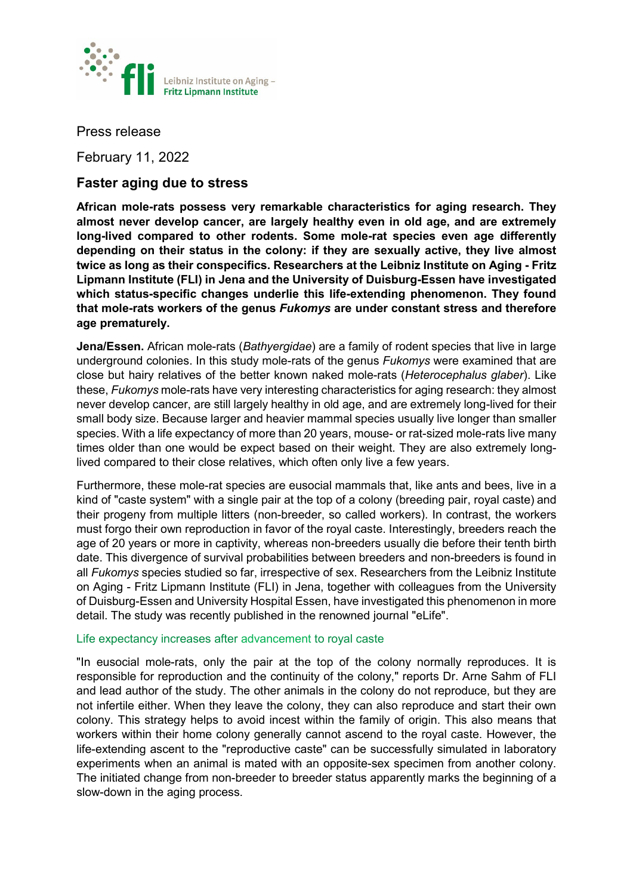Leibniz Institute on Aging – Fritz Lipmann Institute

Press release

February 11, 2022

## Faster aging due to stress

**African mole-rats possess very remarkable characteristics for aging research. They almost never develop cancer, are largely healthy even in old age, and are extremely long-lived compared to other rodents. Some mole-rat species even age differently depending on their status in the colony: if they are sexually active, they live almost twice as long as their conspecifics. Researchers at the Leibniz Institute on Aging - Fritz Lipmann Institute (FLI) in Jena and the University of Duisburg-Essen have investigated which status-specific changes underlie this life-extending phenomenon. They found that mole-rats workers of the genus *Fukomys* are under constant stress and therefore age prematurely.**

**Jena/Essen.** African mole-rats (*Bathyergidae*) are a family of rodent species that live in large underground colonies. In this study mole-rats of the genus *Fukomys* were examined that are close but hairy relatives of the better known naked mole-rats (*Heterocephalus glaber*). Like these, *Fukomys* mole-rats have very interesting characteristics for aging research: they almost never develop cancer, are still largely healthy in old age, and are extremely long-lived for their small body size. Because larger and heavier mammal species usually live longer than smaller species. With a life expectancy of more than 20 years, mouse- or rat-sized mole-rats live many times older than one would be expect based on their weight. They are also extremely long-lived compared to their close relatives, which often only live a few years.

Furthermore, these mole-rat species are eusocial mammals that, like ants and bees, live in a kind of "caste system" with a single pair at the top of a colony (breeding pair, royal caste) and their progeny from multiple litters (non-breeder, so called workers). In contrast, the workers must forgo their own reproduction in favor of the royal caste. Interestingly, breeders reach the age of 20 years or more in captivity, whereas non-breeders usually die before their tenth birth date. This divergence of survival probabilities between breeders and non-breeders is found in all *Fukomys* species studied so far, irrespective of sex. Researchers from the Leibniz Institute on Aging - Fritz Lipmann Institute (FLI) in Jena, together with colleagues from the University of Duisburg-Essen and University Hospital Essen, have investigated this phenomenon in more detail. The study was recently published in the renowned journal "eLife".

### Life expectancy increases after advancement to royal caste

"In eusocial mole-rats, only the pair at the top of the colony normally reproduces. It is responsible for reproduction and the continuity of the colony," reports Dr. Arne Sahm of FLI and lead author of the study. The other animals in the colony do not reproduce, but they are not infertile either. When they leave the colony, they can also reproduce and start their own colony. This strategy helps to avoid incest within the family of origin. This also means that workers within their home colony generally cannot ascend to the royal caste. However, the life-extending ascent to the "reproductive caste" can be successfully simulated in laboratory experiments when an animal is mated with an opposite-sex specimen from another colony. The initiated change from non-breeder to breeder status apparently marks the beginning of a slow-down in the aging process.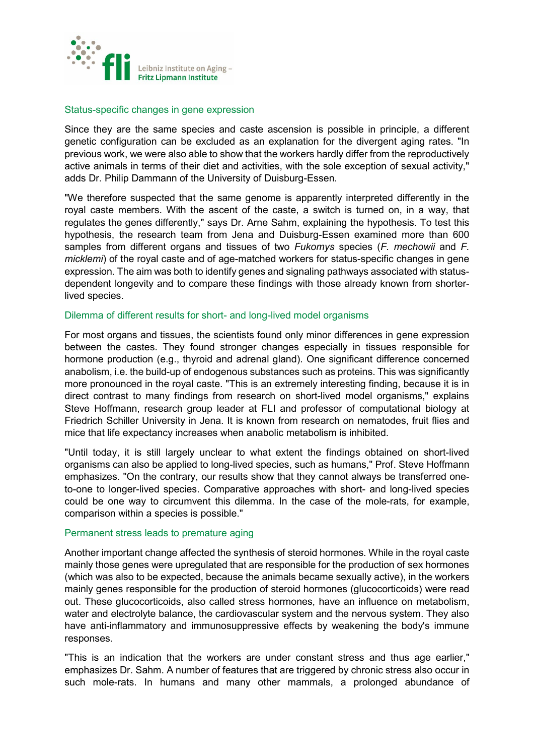## Status-specific changes in gene expression

Since they are the same species and caste ascension is possible in principle, a different genetic configuration can be excluded as an explanation for the divergent aging rates. "In previous work, we were also able to show that the workers hardly differ from the reproductively active animals in terms of their diet and activities, with the sole exception of sexual activity," adds Dr. Philip Dammann of the University of Duisburg-Essen.

"We therefore suspected that the same genome is apparently interpreted differently in the royal caste members. With the ascent of the caste, a switch is turned on, in a way, that regulates the genes differently," says Dr. Arne Sahm, explaining the hypothesis. To test this hypothesis, the research team from Jena and Duisburg-Essen examined more than 600 samples from different organs and tissues of two *Fukomys* species (*F. mechowii* and *F. micklemi*) of the royal caste and of age-matched workers for status-specific changes in gene expression. The aim was both to identify genes and signaling pathways associated with status-dependent longevity and to compare these findings with those already known from shorter-lived species.

## Dilemma of different results for short- and long-lived model organisms

For most organs and tissues, the scientists found only minor differences in gene expression between the castes. They found stronger changes especially in tissues responsible for hormone production (e.g., thyroid and adrenal gland). One significant difference concerned anabolism, i.e. the build-up of endogenous substances such as proteins. This was significantly more pronounced in the royal caste. "This is an extremely interesting finding, because it is in direct contrast to many findings from research on short-lived model organisms," explains Steve Hoffmann, research group leader at FLI and professor of computational biology at Friedrich Schiller University in Jena. It is known from research on nematodes, fruit flies and mice that life expectancy increases when anabolic metabolism is inhibited.

"Until today, it is still largely unclear to what extent the findings obtained on short-lived organisms can also be applied to long-lived species, such as humans," Prof. Steve Hoffmann emphasizes. "On the contrary, our results show that they cannot always be transferred one-to-one to longer-lived species. Comparative approaches with short- and long-lived species could be one way to circumvent this dilemma. In the case of the mole-rats, for example, comparison within a species is possible."

## Permanent stress leads to premature aging

Another important change affected the synthesis of steroid hormones. While in the royal caste mainly those genes were upregulated that are responsible for the production of sex hormones (which was also to be expected, because the animals became sexually active), in the workers mainly genes responsible for the production of steroid hormones (glucocorticoids) were read out. These glucocorticoids, also called stress hormones, have an influence on metabolism, water and electrolyte balance, the cardiovascular system and the nervous system. They also have anti-inflammatory and immunosuppressive effects by weakening the body's immune responses.

"This is an indication that the workers are under constant stress and thus age earlier," emphasizes Dr. Sahm. A number of features that are triggered by chronic stress also occur in such mole-rats. In humans and many other mammals, a prolonged abundance of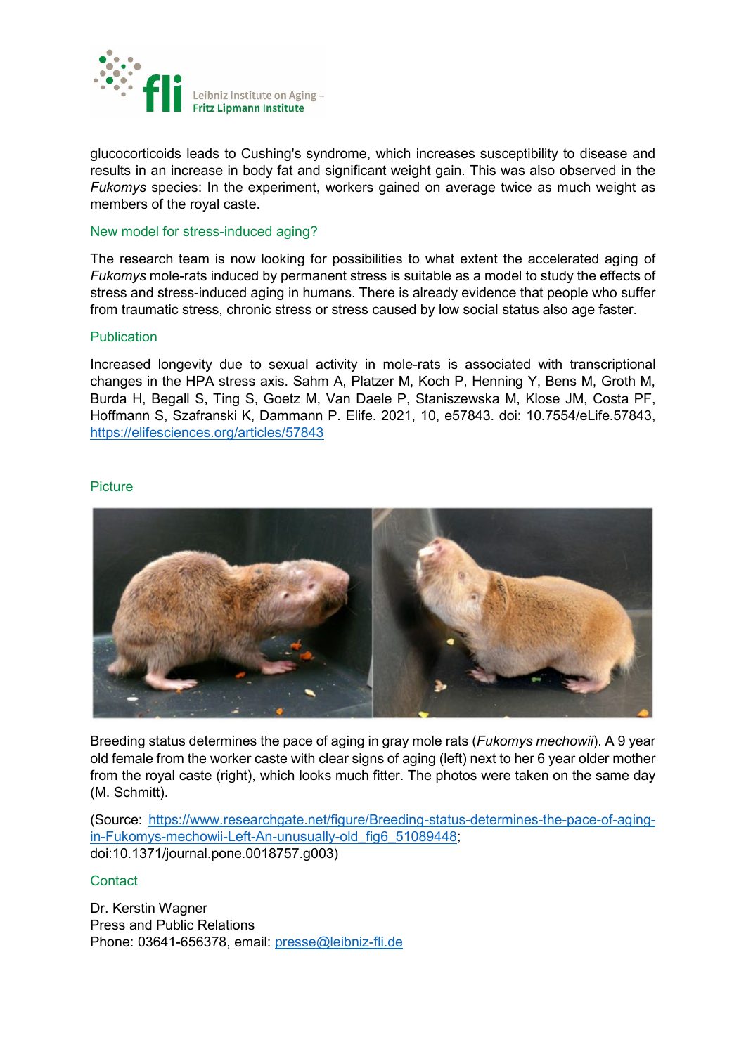glucocorticoids leads to Cushing's syndrome, which increases susceptibility to disease and results in an increase in body fat and significant weight gain. This was also observed in the *Fukomys* species: In the experiment, workers gained on average twice as much weight as members of the royal caste.

## New model for stress-induced aging?

The research team is now looking for possibilities to what extent the accelerated aging of *Fukomys* mole-rats induced by permanent stress is suitable as a model to study the effects of stress and stress-induced aging in humans. There is already evidence that people who suffer from traumatic stress, chronic stress or stress caused by low social status also age faster.

## Publication

Increased longevity due to sexual activity in mole-rats is associated with transcriptional changes in the HPA stress axis. Sahm A, Platzer M, Koch P, Henning Y, Bens M, Groth M, Burda H, Begall S, Ting S, Goetz M, Van Daele P, Staniszewska M, Klose JM, Costa PF, Hoffmann S, Szafranski K, Dammann P. Elife. 2021, 10, e57843. doi: 10.7554/eLife.57843, https://elifesciences.org/articles/57843

## Picture

Breeding status determines the pace of aging in gray mole rats (*Fukomys mechowii*). A 9 year old female from the worker caste with clear signs of aging (left) next to her 6 year older mother from the royal caste (right), which looks much fitter. The photos were taken on the same day (M. Schmitt).

(Source: https://www.researchgate.net/figure/Breeding-status-determines-the-pace-of-aging-in-Fukomys-mechowii-Left-An-unusually-old_fig6_51089448; doi:10.1371/journal.pone.0018757.g003)

## Contact

Dr. Kerstin Wagner
Press and Public Relations
Phone: 03641-656378, email: presse@leibniz-fli.de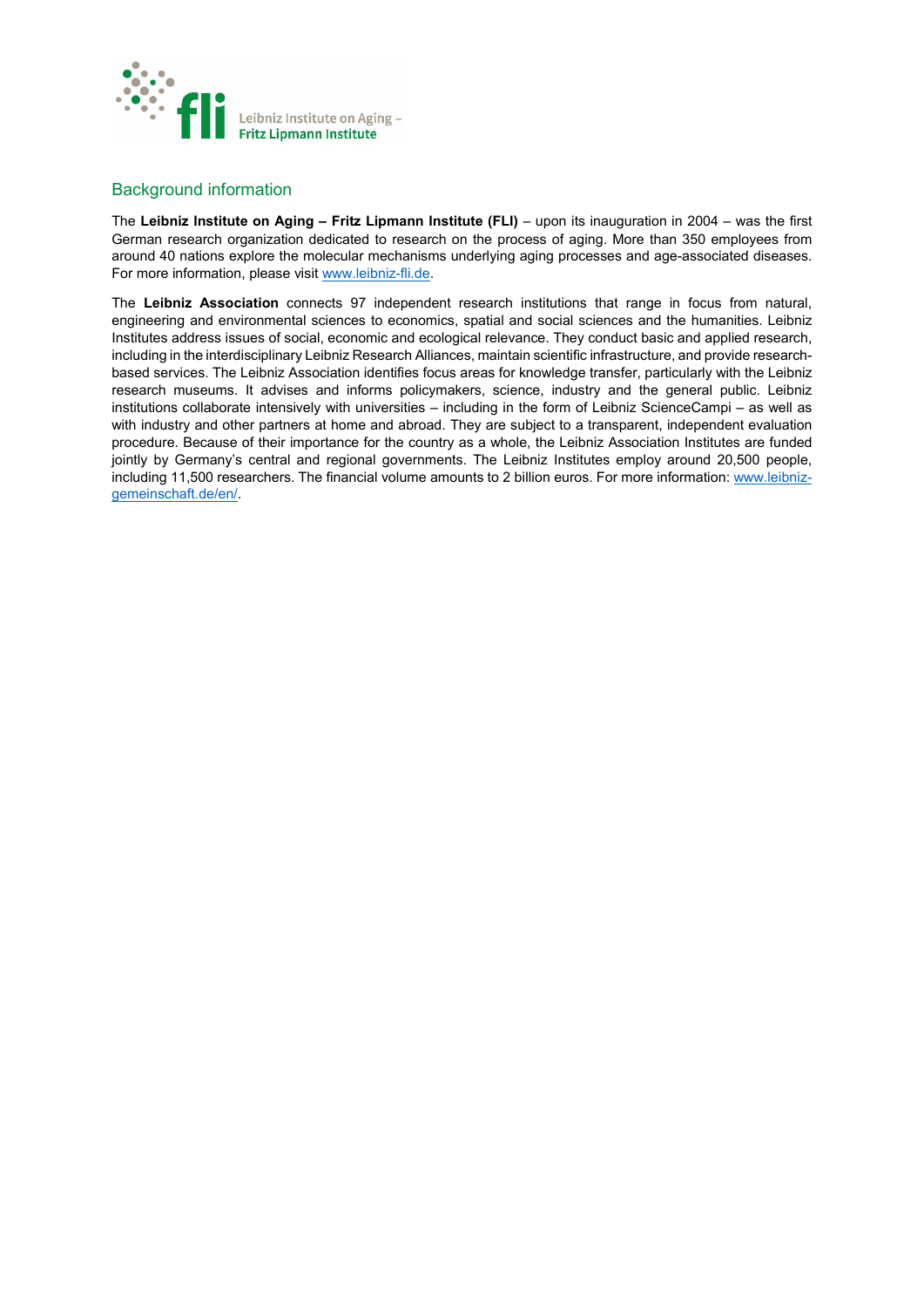## Background information

The **Leibniz Institute on Aging – Fritz Lipmann Institute (FLI)** – upon its inauguration in 2004 – was the first German research organization dedicated to research on the process of aging. More than 350 employees from around 40 nations explore the molecular mechanisms underlying aging processes and age-associated diseases. For more information, please visit www.leibniz-fli.de.

The **Leibniz Association** connects 97 independent research institutions that range in focus from natural, engineering and environmental sciences to economics, spatial and social sciences and the humanities. Leibniz Institutes address issues of social, economic and ecological relevance. They conduct basic and applied research, including in the interdisciplinary Leibniz Research Alliances, maintain scientific infrastructure, and provide research-based services. The Leibniz Association identifies focus areas for knowledge transfer, particularly with the Leibniz research museums. It advises and informs policymakers, science, industry and the general public. Leibniz institutions collaborate intensively with universities – including in the form of Leibniz ScienceCampi – as well as with industry and other partners at home and abroad. They are subject to a transparent, independent evaluation procedure. Because of their importance for the country as a whole, the Leibniz Association Institutes are funded jointly by Germany's central and regional governments. The Leibniz Institutes employ around 20,500 people, including 11,500 researchers. The financial volume amounts to 2 billion euros. For more information: www.leibniz-gemeinschaft.de/en/.